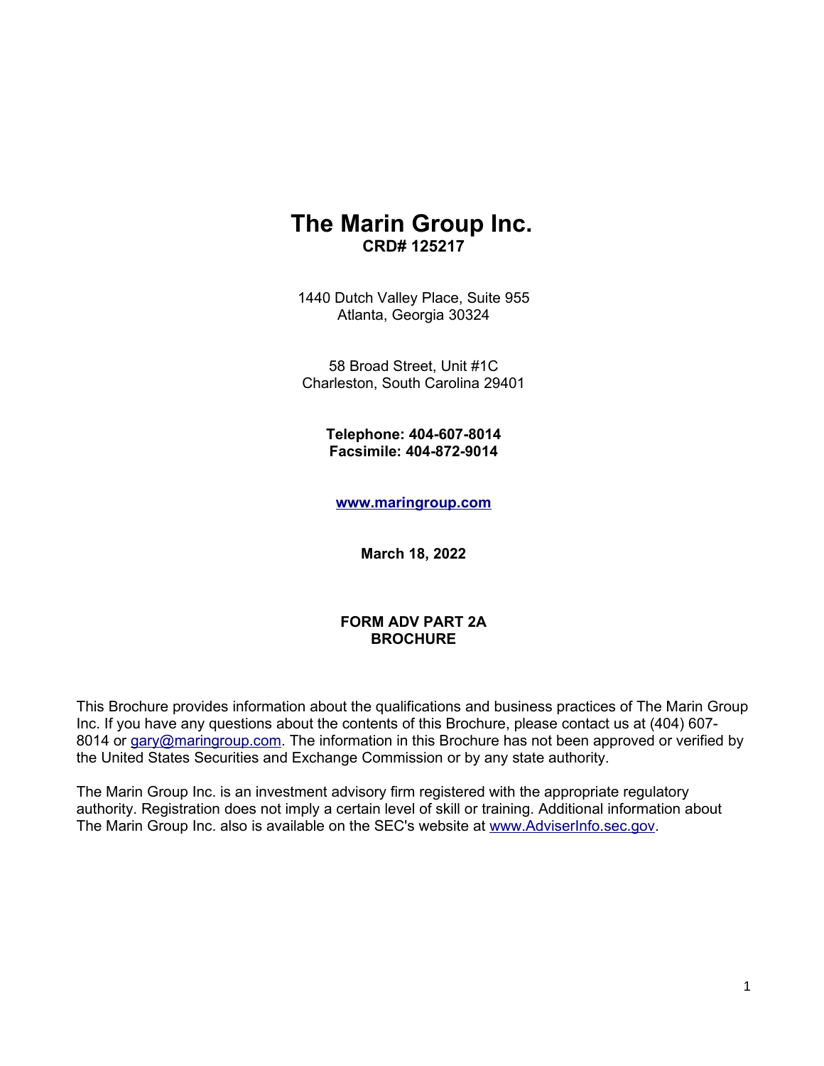# The Marin Group Inc.

**CRD# 125217**

1440 Dutch Valley Place, Suite 955
Atlanta, Georgia 30324

58 Broad Street, Unit #1C
Charleston, South Carolina 29401

**Telephone: 404-607-8014**
**Facsimile: 404-872-9014**

**www.maringroup.com**

**March 18, 2022**

## FORM ADV PART 2A BROCHURE

This Brochure provides information about the qualifications and business practices of The Marin Group Inc. If you have any questions about the contents of this Brochure, please contact us at (404) 607-8014 or gary@maringroup.com. The information in this Brochure has not been approved or verified by the United States Securities and Exchange Commission or by any state authority.

The Marin Group Inc. is an investment advisory firm registered with the appropriate regulatory authority. Registration does not imply a certain level of skill or training. Additional information about The Marin Group Inc. also is available on the SEC's website at www.AdviserInfo.sec.gov.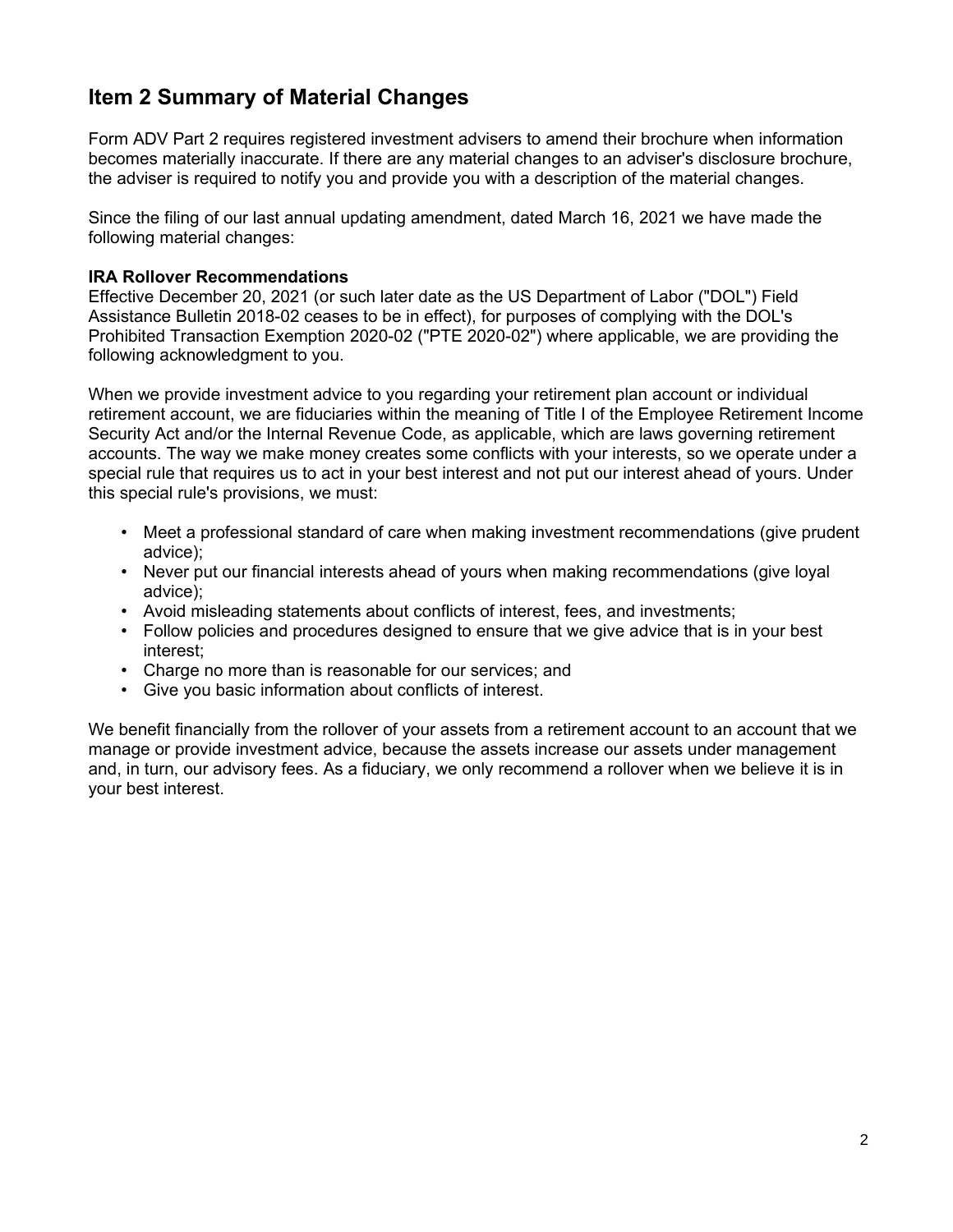## Item 2 Summary of Material Changes

Form ADV Part 2 requires registered investment advisers to amend their brochure when information becomes materially inaccurate. If there are any material changes to an adviser's disclosure brochure, the adviser is required to notify you and provide you with a description of the material changes.

Since the filing of our last annual updating amendment, dated March 16, 2021 we have made the following material changes:

**IRA Rollover Recommendations**
Effective December 20, 2021 (or such later date as the US Department of Labor ("DOL") Field Assistance Bulletin 2018-02 ceases to be in effect), for purposes of complying with the DOL's Prohibited Transaction Exemption 2020-02 ("PTE 2020-02") where applicable, we are providing the following acknowledgment to you.

When we provide investment advice to you regarding your retirement plan account or individual retirement account, we are fiduciaries within the meaning of Title I of the Employee Retirement Income Security Act and/or the Internal Revenue Code, as applicable, which are laws governing retirement accounts. The way we make money creates some conflicts with your interests, so we operate under a special rule that requires us to act in your best interest and not put our interest ahead of yours. Under this special rule's provisions, we must:

- Meet a professional standard of care when making investment recommendations (give prudent advice);
- Never put our financial interests ahead of yours when making recommendations (give loyal advice);
- Avoid misleading statements about conflicts of interest, fees, and investments;
- Follow policies and procedures designed to ensure that we give advice that is in your best interest;
- Charge no more than is reasonable for our services; and
- Give you basic information about conflicts of interest.

We benefit financially from the rollover of your assets from a retirement account to an account that we manage or provide investment advice, because the assets increase our assets under management and, in turn, our advisory fees. As a fiduciary, we only recommend a rollover when we believe it is in your best interest.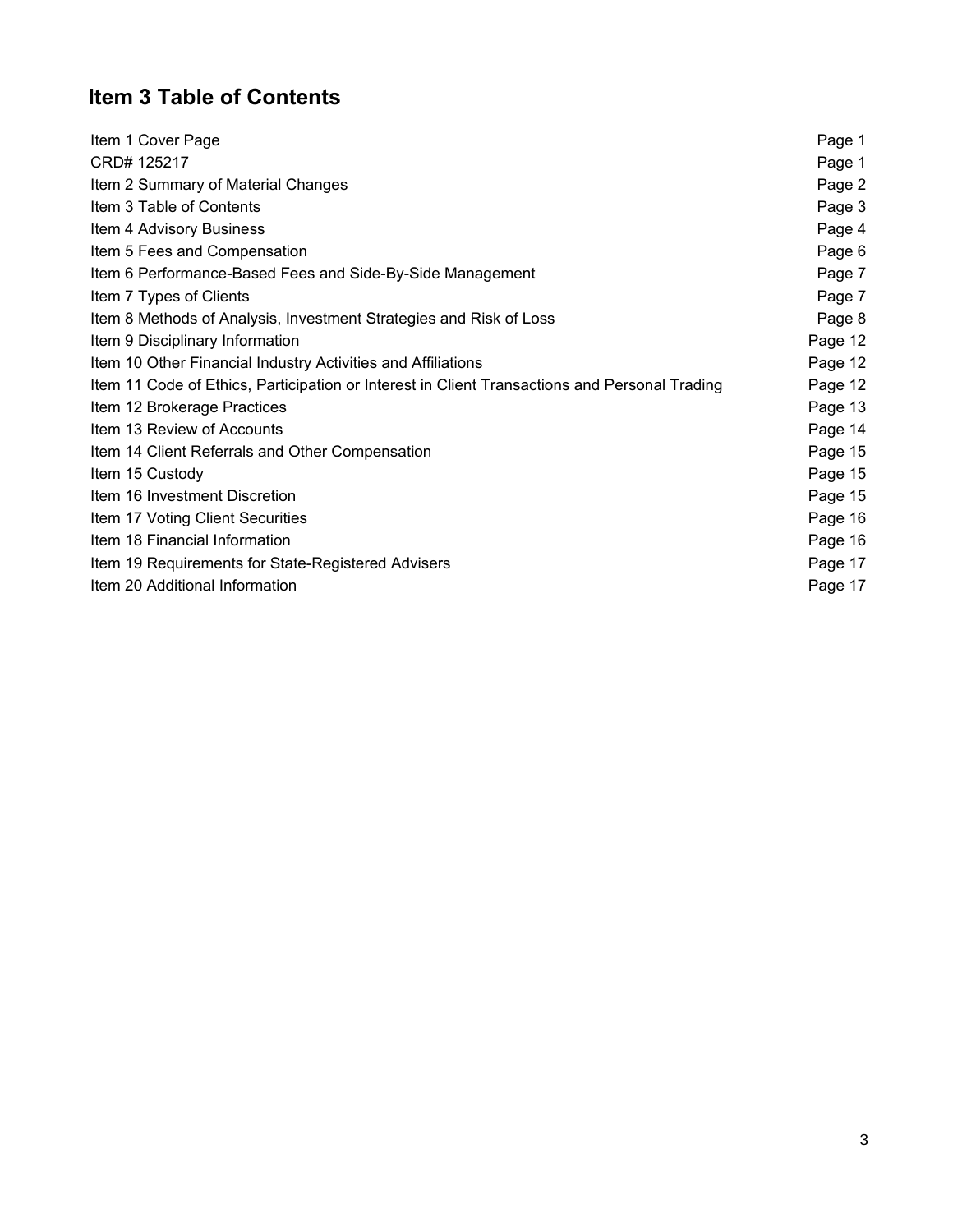## Item 3 Table of Contents

| | |
|---|---|
| Item 1 Cover Page | Page 1 |
| CRD# 125217 | Page 1 |
| Item 2 Summary of Material Changes | Page 2 |
| Item 3 Table of Contents | Page 3 |
| Item 4 Advisory Business | Page 4 |
| Item 5 Fees and Compensation | Page 6 |
| Item 6 Performance-Based Fees and Side-By-Side Management | Page 7 |
| Item 7 Types of Clients | Page 7 |
| Item 8 Methods of Analysis, Investment Strategies and Risk of Loss | Page 8 |
| Item 9 Disciplinary Information | Page 12 |
| Item 10 Other Financial Industry Activities and Affiliations | Page 12 |
| Item 11 Code of Ethics, Participation or Interest in Client Transactions and Personal Trading | Page 12 |
| Item 12 Brokerage Practices | Page 13 |
| Item 13 Review of Accounts | Page 14 |
| Item 14 Client Referrals and Other Compensation | Page 15 |
| Item 15 Custody | Page 15 |
| Item 16 Investment Discretion | Page 15 |
| Item 17 Voting Client Securities | Page 16 |
| Item 18 Financial Information | Page 16 |
| Item 19 Requirements for State-Registered Advisers | Page 17 |
| Item 20 Additional Information | Page 17 |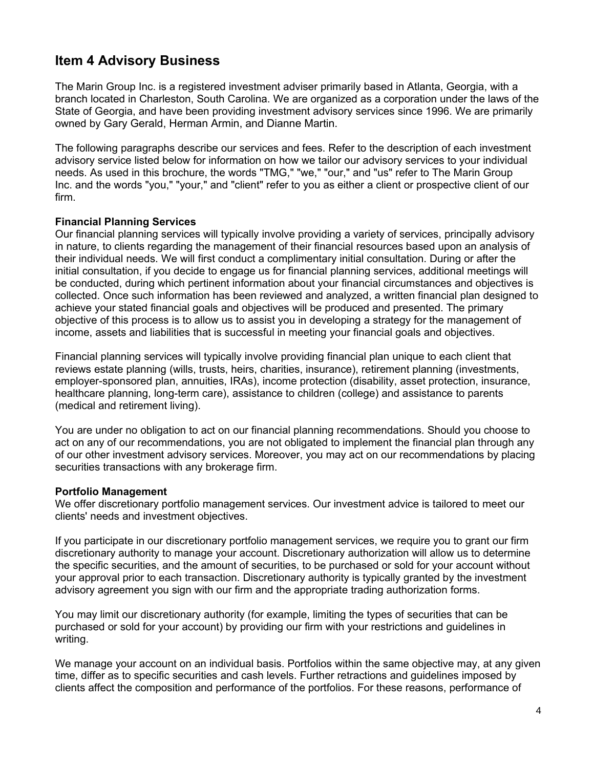## Item 4 Advisory Business

The Marin Group Inc. is a registered investment adviser primarily based in Atlanta, Georgia, with a branch located in Charleston, South Carolina. We are organized as a corporation under the laws of the State of Georgia, and have been providing investment advisory services since 1996. We are primarily owned by Gary Gerald, Herman Armin, and Dianne Martin.

The following paragraphs describe our services and fees. Refer to the description of each investment advisory service listed below for information on how we tailor our advisory services to your individual needs. As used in this brochure, the words "TMG," "we," "our," and "us" refer to The Marin Group Inc. and the words "you," "your," and "client" refer to you as either a client or prospective client of our firm.

**Financial Planning Services**

Our financial planning services will typically involve providing a variety of services, principally advisory in nature, to clients regarding the management of their financial resources based upon an analysis of their individual needs. We will first conduct a complimentary initial consultation. During or after the initial consultation, if you decide to engage us for financial planning services, additional meetings will be conducted, during which pertinent information about your financial circumstances and objectives is collected. Once such information has been reviewed and analyzed, a written financial plan designed to achieve your stated financial goals and objectives will be produced and presented. The primary objective of this process is to allow us to assist you in developing a strategy for the management of income, assets and liabilities that is successful in meeting your financial goals and objectives.

Financial planning services will typically involve providing financial plan unique to each client that reviews estate planning (wills, trusts, heirs, charities, insurance), retirement planning (investments, employer-sponsored plan, annuities, IRAs), income protection (disability, asset protection, insurance, healthcare planning, long-term care), assistance to children (college) and assistance to parents (medical and retirement living).

You are under no obligation to act on our financial planning recommendations. Should you choose to act on any of our recommendations, you are not obligated to implement the financial plan through any of our other investment advisory services. Moreover, you may act on our recommendations by placing securities transactions with any brokerage firm.

**Portfolio Management**

We offer discretionary portfolio management services. Our investment advice is tailored to meet our clients' needs and investment objectives.

If you participate in our discretionary portfolio management services, we require you to grant our firm discretionary authority to manage your account. Discretionary authorization will allow us to determine the specific securities, and the amount of securities, to be purchased or sold for your account without your approval prior to each transaction. Discretionary authority is typically granted by the investment advisory agreement you sign with our firm and the appropriate trading authorization forms.

You may limit our discretionary authority (for example, limiting the types of securities that can be purchased or sold for your account) by providing our firm with your restrictions and guidelines in writing.

We manage your account on an individual basis. Portfolios within the same objective may, at any given time, differ as to specific securities and cash levels. Further retractions and guidelines imposed by clients affect the composition and performance of the portfolios. For these reasons, performance of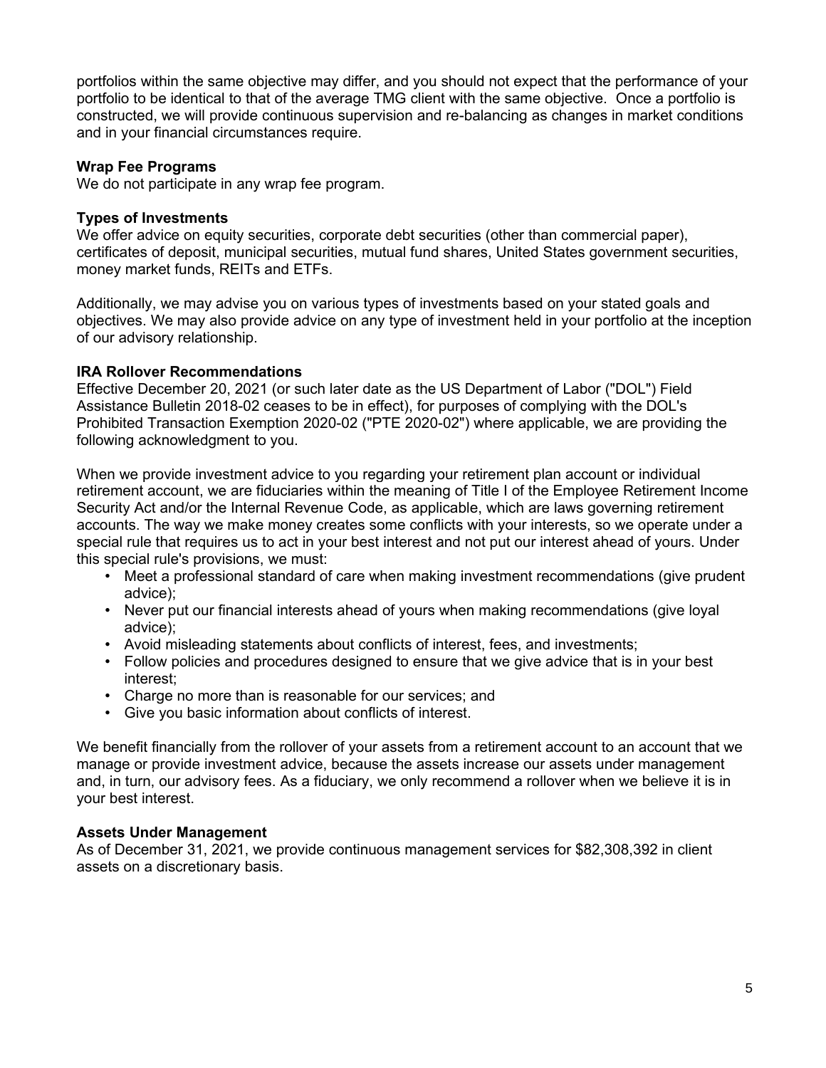portfolios within the same objective may differ, and you should not expect that the performance of your portfolio to be identical to that of the average TMG client with the same objective. Once a portfolio is constructed, we will provide continuous supervision and re-balancing as changes in market conditions and in your financial circumstances require.

**Wrap Fee Programs**
We do not participate in any wrap fee program.

**Types of Investments**
We offer advice on equity securities, corporate debt securities (other than commercial paper), certificates of deposit, municipal securities, mutual fund shares, United States government securities, money market funds, REITs and ETFs.

Additionally, we may advise you on various types of investments based on your stated goals and objectives. We may also provide advice on any type of investment held in your portfolio at the inception of our advisory relationship.

**IRA Rollover Recommendations**
Effective December 20, 2021 (or such later date as the US Department of Labor ("DOL") Field Assistance Bulletin 2018-02 ceases to be in effect), for purposes of complying with the DOL's Prohibited Transaction Exemption 2020-02 ("PTE 2020-02") where applicable, we are providing the following acknowledgment to you.

When we provide investment advice to you regarding your retirement plan account or individual retirement account, we are fiduciaries within the meaning of Title I of the Employee Retirement Income Security Act and/or the Internal Revenue Code, as applicable, which are laws governing retirement accounts. The way we make money creates some conflicts with your interests, so we operate under a special rule that requires us to act in your best interest and not put our interest ahead of yours. Under this special rule's provisions, we must:

- Meet a professional standard of care when making investment recommendations (give prudent advice);
- Never put our financial interests ahead of yours when making recommendations (give loyal advice);
- Avoid misleading statements about conflicts of interest, fees, and investments;
- Follow policies and procedures designed to ensure that we give advice that is in your best interest;
- Charge no more than is reasonable for our services; and
- Give you basic information about conflicts of interest.

We benefit financially from the rollover of your assets from a retirement account to an account that we manage or provide investment advice, because the assets increase our assets under management and, in turn, our advisory fees. As a fiduciary, we only recommend a rollover when we believe it is in your best interest.

**Assets Under Management**
As of December 31, 2021, we provide continuous management services for $82,308,392 in client assets on a discretionary basis.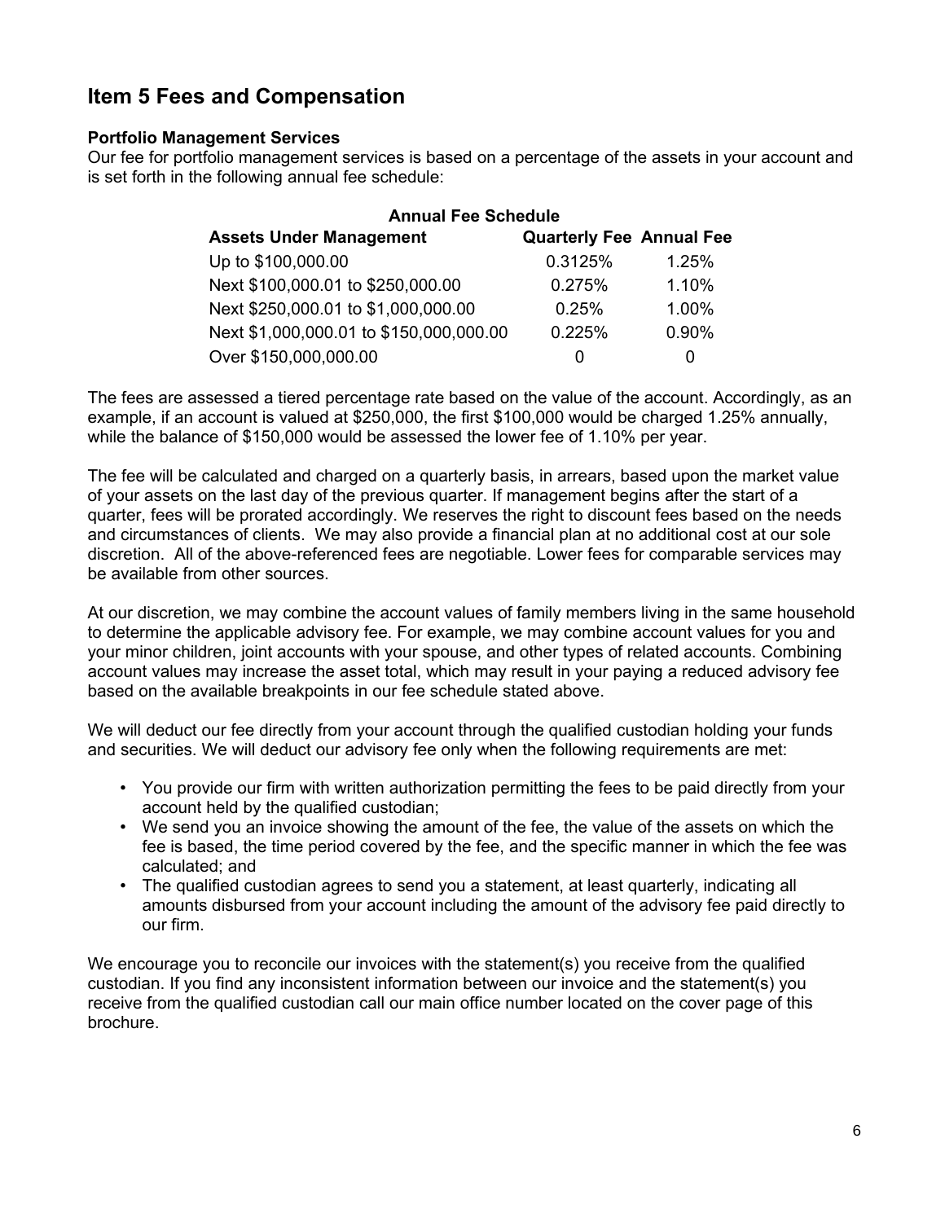## Item 5 Fees and Compensation

**Portfolio Management Services**

Our fee for portfolio management services is based on a percentage of the assets in your account and is set forth in the following annual fee schedule:

**Annual Fee Schedule**

| Assets Under Management | Quarterly Fee | Annual Fee |
|---|---|---|
| Up to $100,000.00 | 0.3125% | 1.25% |
| Next $100,000.01 to $250,000.00 | 0.275% | 1.10% |
| Next $250,000.01 to $1,000,000.00 | 0.25% | 1.00% |
| Next $1,000,000.01 to $150,000,000.00 | 0.225% | 0.90% |
| Over $150,000,000.00 | 0 | 0 |

The fees are assessed a tiered percentage rate based on the value of the account. Accordingly, as an example, if an account is valued at $250,000, the first $100,000 would be charged 1.25% annually, while the balance of $150,000 would be assessed the lower fee of 1.10% per year.

The fee will be calculated and charged on a quarterly basis, in arrears, based upon the market value of your assets on the last day of the previous quarter. If management begins after the start of a quarter, fees will be prorated accordingly. We reserves the right to discount fees based on the needs and circumstances of clients. We may also provide a financial plan at no additional cost at our sole discretion. All of the above-referenced fees are negotiable. Lower fees for comparable services may be available from other sources.

At our discretion, we may combine the account values of family members living in the same household to determine the applicable advisory fee. For example, we may combine account values for you and your minor children, joint accounts with your spouse, and other types of related accounts. Combining account values may increase the asset total, which may result in your paying a reduced advisory fee based on the available breakpoints in our fee schedule stated above.

We will deduct our fee directly from your account through the qualified custodian holding your funds and securities. We will deduct our advisory fee only when the following requirements are met:

- You provide our firm with written authorization permitting the fees to be paid directly from your account held by the qualified custodian;
- We send you an invoice showing the amount of the fee, the value of the assets on which the fee is based, the time period covered by the fee, and the specific manner in which the fee was calculated; and
- The qualified custodian agrees to send you a statement, at least quarterly, indicating all amounts disbursed from your account including the amount of the advisory fee paid directly to our firm.

We encourage you to reconcile our invoices with the statement(s) you receive from the qualified custodian. If you find any inconsistent information between our invoice and the statement(s) you receive from the qualified custodian call our main office number located on the cover page of this brochure.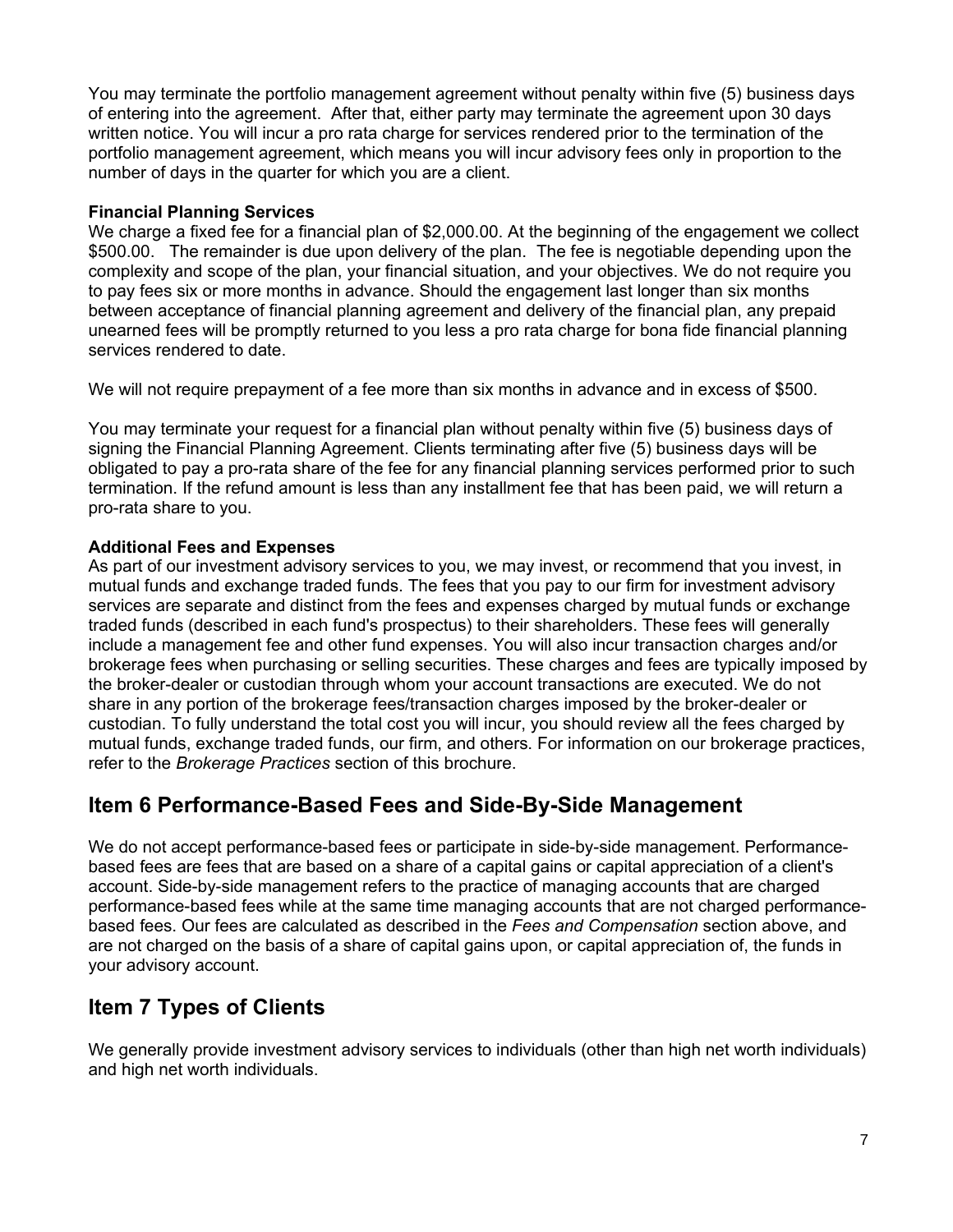You may terminate the portfolio management agreement without penalty within five (5) business days of entering into the agreement. After that, either party may terminate the agreement upon 30 days written notice. You will incur a pro rata charge for services rendered prior to the termination of the portfolio management agreement, which means you will incur advisory fees only in proportion to the number of days in the quarter for which you are a client.

**Financial Planning Services**

We charge a fixed fee for a financial plan of $2,000.00. At the beginning of the engagement we collect $500.00. The remainder is due upon delivery of the plan. The fee is negotiable depending upon the complexity and scope of the plan, your financial situation, and your objectives. We do not require you to pay fees six or more months in advance. Should the engagement last longer than six months between acceptance of financial planning agreement and delivery of the financial plan, any prepaid unearned fees will be promptly returned to you less a pro rata charge for bona fide financial planning services rendered to date.

We will not require prepayment of a fee more than six months in advance and in excess of $500.

You may terminate your request for a financial plan without penalty within five (5) business days of signing the Financial Planning Agreement. Clients terminating after five (5) business days will be obligated to pay a pro-rata share of the fee for any financial planning services performed prior to such termination. If the refund amount is less than any installment fee that has been paid, we will return a pro-rata share to you.

**Additional Fees and Expenses**

As part of our investment advisory services to you, we may invest, or recommend that you invest, in mutual funds and exchange traded funds. The fees that you pay to our firm for investment advisory services are separate and distinct from the fees and expenses charged by mutual funds or exchange traded funds (described in each fund's prospectus) to their shareholders. These fees will generally include a management fee and other fund expenses. You will also incur transaction charges and/or brokerage fees when purchasing or selling securities. These charges and fees are typically imposed by the broker-dealer or custodian through whom your account transactions are executed. We do not share in any portion of the brokerage fees/transaction charges imposed by the broker-dealer or custodian. To fully understand the total cost you will incur, you should review all the fees charged by mutual funds, exchange traded funds, our firm, and others. For information on our brokerage practices, refer to the *Brokerage Practices* section of this brochure.

## Item 6 Performance-Based Fees and Side-By-Side Management

We do not accept performance-based fees or participate in side-by-side management. Performance-based fees are fees that are based on a share of a capital gains or capital appreciation of a client's account. Side-by-side management refers to the practice of managing accounts that are charged performance-based fees while at the same time managing accounts that are not charged performance-based fees. Our fees are calculated as described in the *Fees and Compensation* section above, and are not charged on the basis of a share of capital gains upon, or capital appreciation of, the funds in your advisory account.

## Item 7 Types of Clients

We generally provide investment advisory services to individuals (other than high net worth individuals) and high net worth individuals.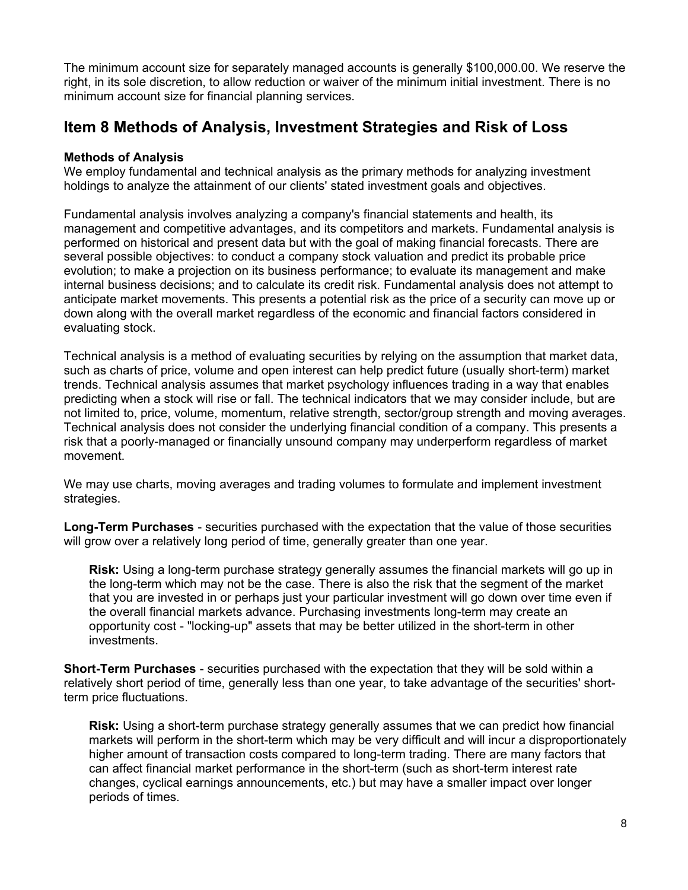The minimum account size for separately managed accounts is generally $100,000.00. We reserve the right, in its sole discretion, to allow reduction or waiver of the minimum initial investment. There is no minimum account size for financial planning services.

## Item 8 Methods of Analysis, Investment Strategies and Risk of Loss

**Methods of Analysis**
We employ fundamental and technical analysis as the primary methods for analyzing investment holdings to analyze the attainment of our clients' stated investment goals and objectives.

Fundamental analysis involves analyzing a company's financial statements and health, its management and competitive advantages, and its competitors and markets. Fundamental analysis is performed on historical and present data but with the goal of making financial forecasts. There are several possible objectives: to conduct a company stock valuation and predict its probable price evolution; to make a projection on its business performance; to evaluate its management and make internal business decisions; and to calculate its credit risk. Fundamental analysis does not attempt to anticipate market movements. This presents a potential risk as the price of a security can move up or down along with the overall market regardless of the economic and financial factors considered in evaluating stock.

Technical analysis is a method of evaluating securities by relying on the assumption that market data, such as charts of price, volume and open interest can help predict future (usually short-term) market trends. Technical analysis assumes that market psychology influences trading in a way that enables predicting when a stock will rise or fall. The technical indicators that we may consider include, but are not limited to, price, volume, momentum, relative strength, sector/group strength and moving averages. Technical analysis does not consider the underlying financial condition of a company. This presents a risk that a poorly-managed or financially unsound company may underperform regardless of market movement.

We may use charts, moving averages and trading volumes to formulate and implement investment strategies.

**Long-Term Purchases** - securities purchased with the expectation that the value of those securities will grow over a relatively long period of time, generally greater than one year.

> **Risk:** Using a long-term purchase strategy generally assumes the financial markets will go up in the long-term which may not be the case. There is also the risk that the segment of the market that you are invested in or perhaps just your particular investment will go down over time even if the overall financial markets advance. Purchasing investments long-term may create an opportunity cost - "locking-up" assets that may be better utilized in the short-term in other investments.

**Short-Term Purchases** - securities purchased with the expectation that they will be sold within a relatively short period of time, generally less than one year, to take advantage of the securities' short-term price fluctuations.

> **Risk:** Using a short-term purchase strategy generally assumes that we can predict how financial markets will perform in the short-term which may be very difficult and will incur a disproportionately higher amount of transaction costs compared to long-term trading. There are many factors that can affect financial market performance in the short-term (such as short-term interest rate changes, cyclical earnings announcements, etc.) but may have a smaller impact over longer periods of times.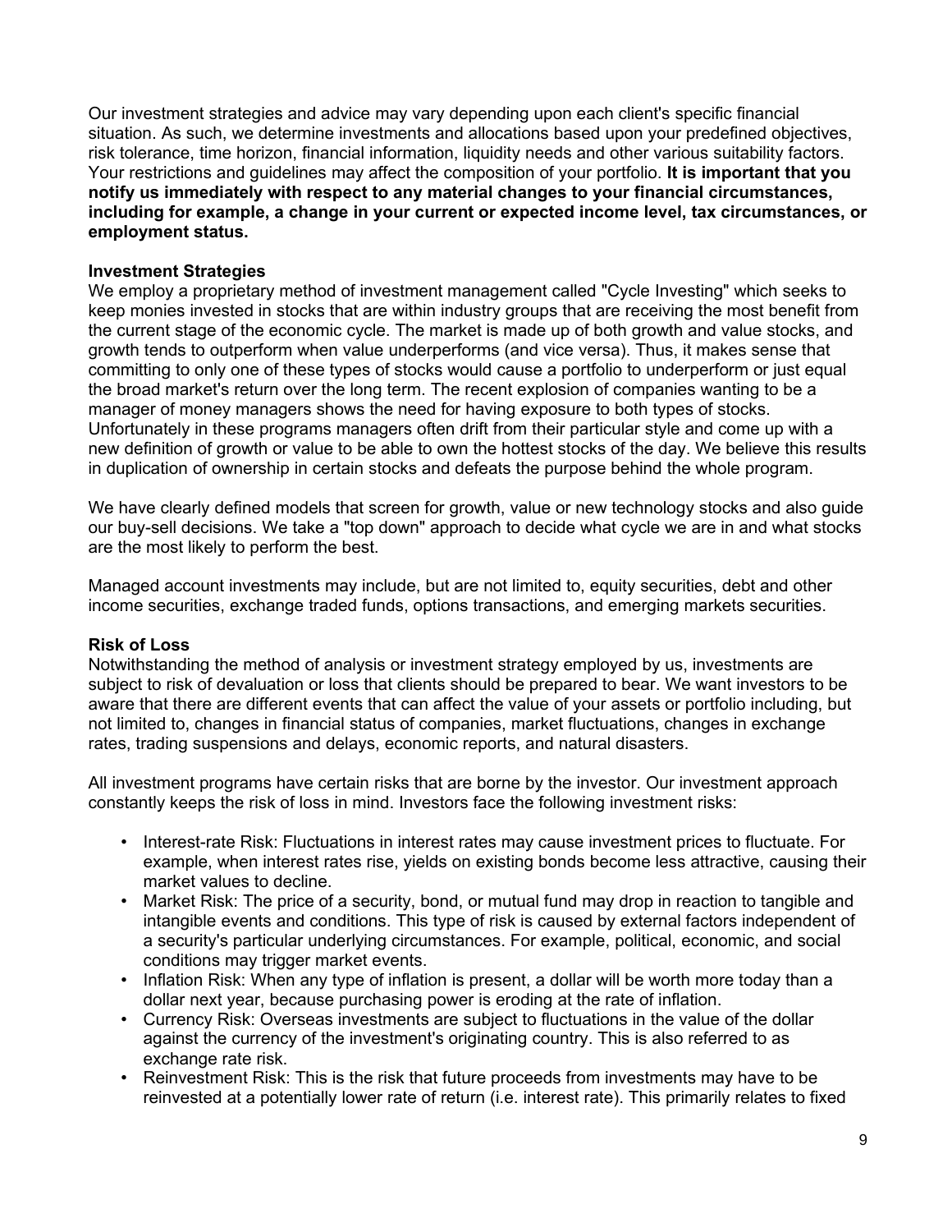Our investment strategies and advice may vary depending upon each client's specific financial situation. As such, we determine investments and allocations based upon your predefined objectives, risk tolerance, time horizon, financial information, liquidity needs and other various suitability factors. Your restrictions and guidelines may affect the composition of your portfolio. **It is important that you notify us immediately with respect to any material changes to your financial circumstances, including for example, a change in your current or expected income level, tax circumstances, or employment status.**

**Investment Strategies**

We employ a proprietary method of investment management called "Cycle Investing" which seeks to keep monies invested in stocks that are within industry groups that are receiving the most benefit from the current stage of the economic cycle. The market is made up of both growth and value stocks, and growth tends to outperform when value underperforms (and vice versa). Thus, it makes sense that committing to only one of these types of stocks would cause a portfolio to underperform or just equal the broad market's return over the long term. The recent explosion of companies wanting to be a manager of money managers shows the need for having exposure to both types of stocks. Unfortunately in these programs managers often drift from their particular style and come up with a new definition of growth or value to be able to own the hottest stocks of the day. We believe this results in duplication of ownership in certain stocks and defeats the purpose behind the whole program.

We have clearly defined models that screen for growth, value or new technology stocks and also guide our buy-sell decisions. We take a "top down" approach to decide what cycle we are in and what stocks are the most likely to perform the best.

Managed account investments may include, but are not limited to, equity securities, debt and other income securities, exchange traded funds, options transactions, and emerging markets securities.

**Risk of Loss**

Notwithstanding the method of analysis or investment strategy employed by us, investments are subject to risk of devaluation or loss that clients should be prepared to bear. We want investors to be aware that there are different events that can affect the value of your assets or portfolio including, but not limited to, changes in financial status of companies, market fluctuations, changes in exchange rates, trading suspensions and delays, economic reports, and natural disasters.

All investment programs have certain risks that are borne by the investor. Our investment approach constantly keeps the risk of loss in mind. Investors face the following investment risks:

- Interest-rate Risk: Fluctuations in interest rates may cause investment prices to fluctuate. For example, when interest rates rise, yields on existing bonds become less attractive, causing their market values to decline.
- Market Risk: The price of a security, bond, or mutual fund may drop in reaction to tangible and intangible events and conditions. This type of risk is caused by external factors independent of a security's particular underlying circumstances. For example, political, economic, and social conditions may trigger market events.
- Inflation Risk: When any type of inflation is present, a dollar will be worth more today than a dollar next year, because purchasing power is eroding at the rate of inflation.
- Currency Risk: Overseas investments are subject to fluctuations in the value of the dollar against the currency of the investment's originating country. This is also referred to as exchange rate risk.
- Reinvestment Risk: This is the risk that future proceeds from investments may have to be reinvested at a potentially lower rate of return (i.e. interest rate). This primarily relates to fixed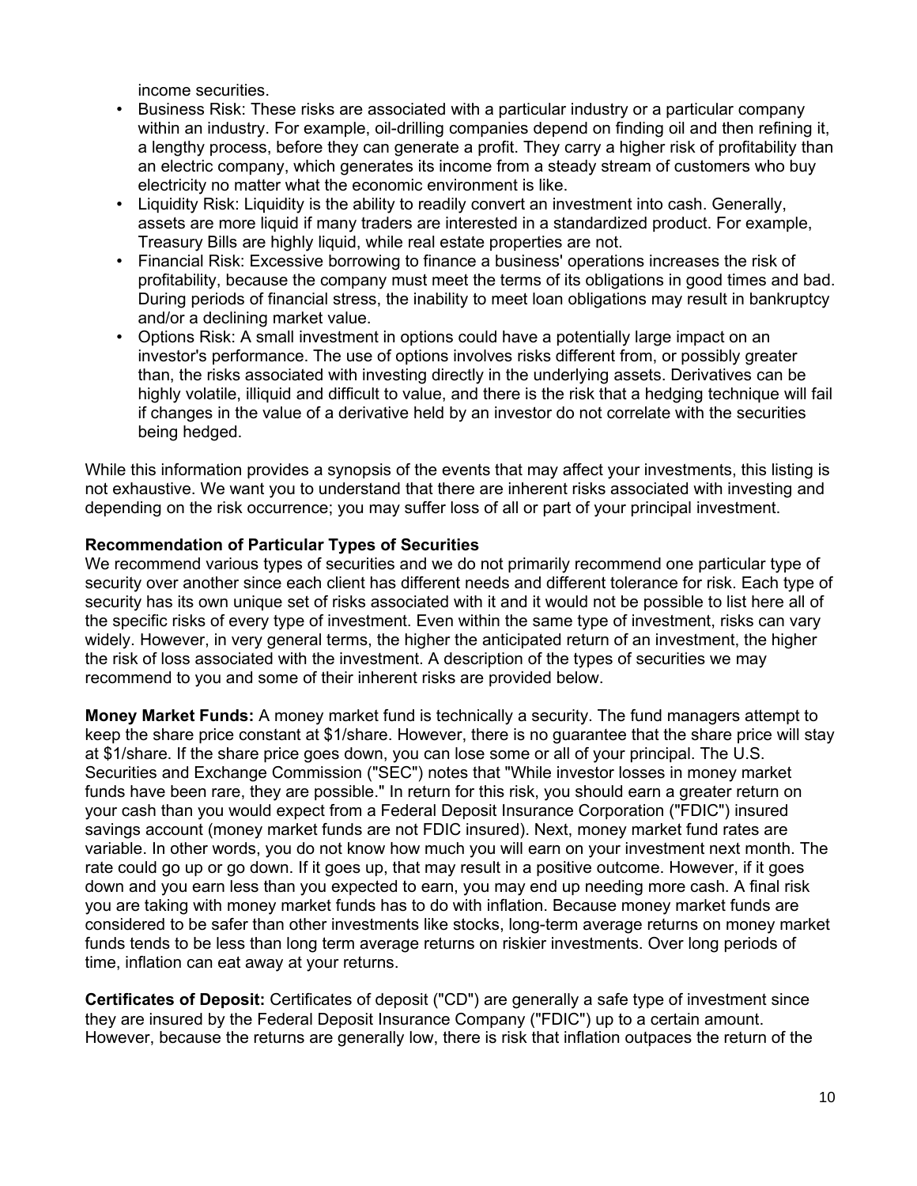income securities.

- Business Risk: These risks are associated with a particular industry or a particular company within an industry. For example, oil-drilling companies depend on finding oil and then refining it, a lengthy process, before they can generate a profit. They carry a higher risk of profitability than an electric company, which generates its income from a steady stream of customers who buy electricity no matter what the economic environment is like.
- Liquidity Risk: Liquidity is the ability to readily convert an investment into cash. Generally, assets are more liquid if many traders are interested in a standardized product. For example, Treasury Bills are highly liquid, while real estate properties are not.
- Financial Risk: Excessive borrowing to finance a business' operations increases the risk of profitability, because the company must meet the terms of its obligations in good times and bad. During periods of financial stress, the inability to meet loan obligations may result in bankruptcy and/or a declining market value.
- Options Risk: A small investment in options could have a potentially large impact on an investor's performance. The use of options involves risks different from, or possibly greater than, the risks associated with investing directly in the underlying assets. Derivatives can be highly volatile, illiquid and difficult to value, and there is the risk that a hedging technique will fail if changes in the value of a derivative held by an investor do not correlate with the securities being hedged.

While this information provides a synopsis of the events that may affect your investments, this listing is not exhaustive. We want you to understand that there are inherent risks associated with investing and depending on the risk occurrence; you may suffer loss of all or part of your principal investment.

**Recommendation of Particular Types of Securities**

We recommend various types of securities and we do not primarily recommend one particular type of security over another since each client has different needs and different tolerance for risk. Each type of security has its own unique set of risks associated with it and it would not be possible to list here all of the specific risks of every type of investment. Even within the same type of investment, risks can vary widely. However, in very general terms, the higher the anticipated return of an investment, the higher the risk of loss associated with the investment. A description of the types of securities we may recommend to you and some of their inherent risks are provided below.

**Money Market Funds:** A money market fund is technically a security. The fund managers attempt to keep the share price constant at $1/share. However, there is no guarantee that the share price will stay at $1/share. If the share price goes down, you can lose some or all of your principal. The U.S. Securities and Exchange Commission ("SEC") notes that "While investor losses in money market funds have been rare, they are possible." In return for this risk, you should earn a greater return on your cash than you would expect from a Federal Deposit Insurance Corporation ("FDIC") insured savings account (money market funds are not FDIC insured). Next, money market fund rates are variable. In other words, you do not know how much you will earn on your investment next month. The rate could go up or go down. If it goes up, that may result in a positive outcome. However, if it goes down and you earn less than you expected to earn, you may end up needing more cash. A final risk you are taking with money market funds has to do with inflation. Because money market funds are considered to be safer than other investments like stocks, long-term average returns on money market funds tends to be less than long term average returns on riskier investments. Over long periods of time, inflation can eat away at your returns.

**Certificates of Deposit:** Certificates of deposit ("CD") are generally a safe type of investment since they are insured by the Federal Deposit Insurance Company ("FDIC") up to a certain amount. However, because the returns are generally low, there is risk that inflation outpaces the return of the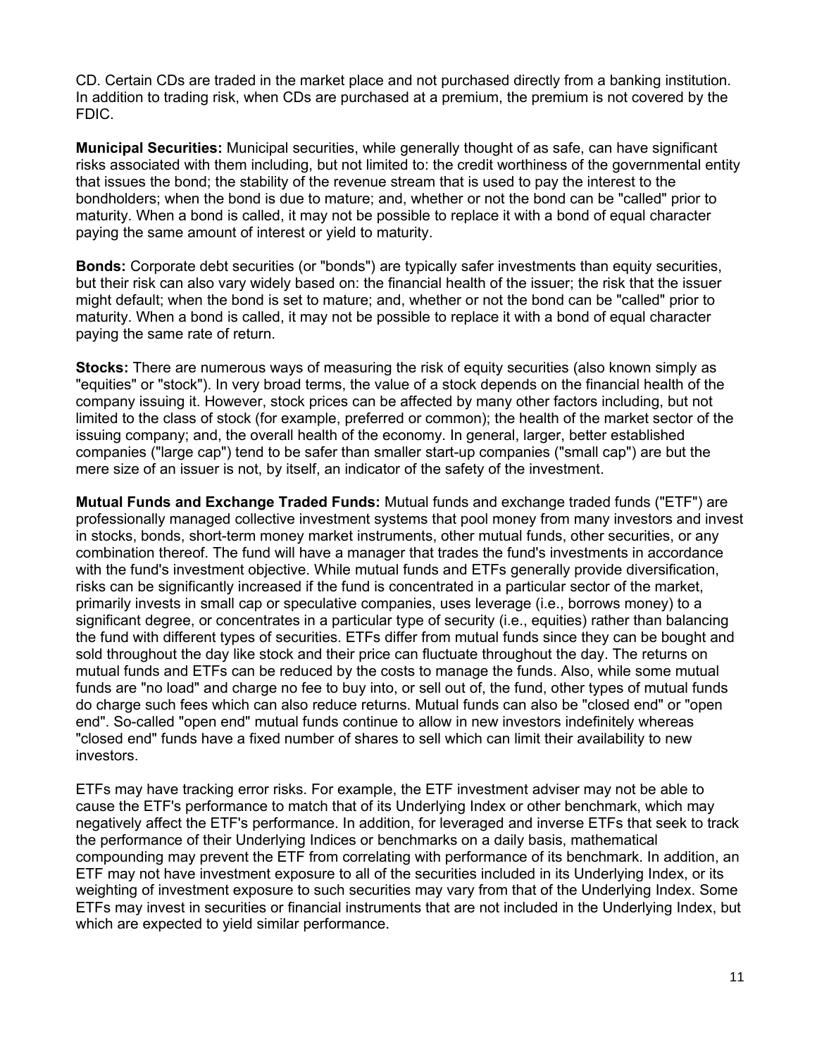CD. Certain CDs are traded in the market place and not purchased directly from a banking institution. In addition to trading risk, when CDs are purchased at a premium, the premium is not covered by the FDIC.

**Municipal Securities:** Municipal securities, while generally thought of as safe, can have significant risks associated with them including, but not limited to: the credit worthiness of the governmental entity that issues the bond; the stability of the revenue stream that is used to pay the interest to the bondholders; when the bond is due to mature; and, whether or not the bond can be "called" prior to maturity. When a bond is called, it may not be possible to replace it with a bond of equal character paying the same amount of interest or yield to maturity.

**Bonds:** Corporate debt securities (or "bonds") are typically safer investments than equity securities, but their risk can also vary widely based on: the financial health of the issuer; the risk that the issuer might default; when the bond is set to mature; and, whether or not the bond can be "called" prior to maturity. When a bond is called, it may not be possible to replace it with a bond of equal character paying the same rate of return.

**Stocks:** There are numerous ways of measuring the risk of equity securities (also known simply as "equities" or "stock"). In very broad terms, the value of a stock depends on the financial health of the company issuing it. However, stock prices can be affected by many other factors including, but not limited to the class of stock (for example, preferred or common); the health of the market sector of the issuing company; and, the overall health of the economy. In general, larger, better established companies ("large cap") tend to be safer than smaller start-up companies ("small cap") are but the mere size of an issuer is not, by itself, an indicator of the safety of the investment.

**Mutual Funds and Exchange Traded Funds:** Mutual funds and exchange traded funds ("ETF") are professionally managed collective investment systems that pool money from many investors and invest in stocks, bonds, short-term money market instruments, other mutual funds, other securities, or any combination thereof. The fund will have a manager that trades the fund's investments in accordance with the fund's investment objective. While mutual funds and ETFs generally provide diversification, risks can be significantly increased if the fund is concentrated in a particular sector of the market, primarily invests in small cap or speculative companies, uses leverage (i.e., borrows money) to a significant degree, or concentrates in a particular type of security (i.e., equities) rather than balancing the fund with different types of securities. ETFs differ from mutual funds since they can be bought and sold throughout the day like stock and their price can fluctuate throughout the day. The returns on mutual funds and ETFs can be reduced by the costs to manage the funds. Also, while some mutual funds are "no load" and charge no fee to buy into, or sell out of, the fund, other types of mutual funds do charge such fees which can also reduce returns. Mutual funds can also be "closed end" or "open end". So-called "open end" mutual funds continue to allow in new investors indefinitely whereas "closed end" funds have a fixed number of shares to sell which can limit their availability to new investors.

ETFs may have tracking error risks. For example, the ETF investment adviser may not be able to cause the ETF's performance to match that of its Underlying Index or other benchmark, which may negatively affect the ETF's performance. In addition, for leveraged and inverse ETFs that seek to track the performance of their Underlying Indices or benchmarks on a daily basis, mathematical compounding may prevent the ETF from correlating with performance of its benchmark. In addition, an ETF may not have investment exposure to all of the securities included in its Underlying Index, or its weighting of investment exposure to such securities may vary from that of the Underlying Index. Some ETFs may invest in securities or financial instruments that are not included in the Underlying Index, but which are expected to yield similar performance.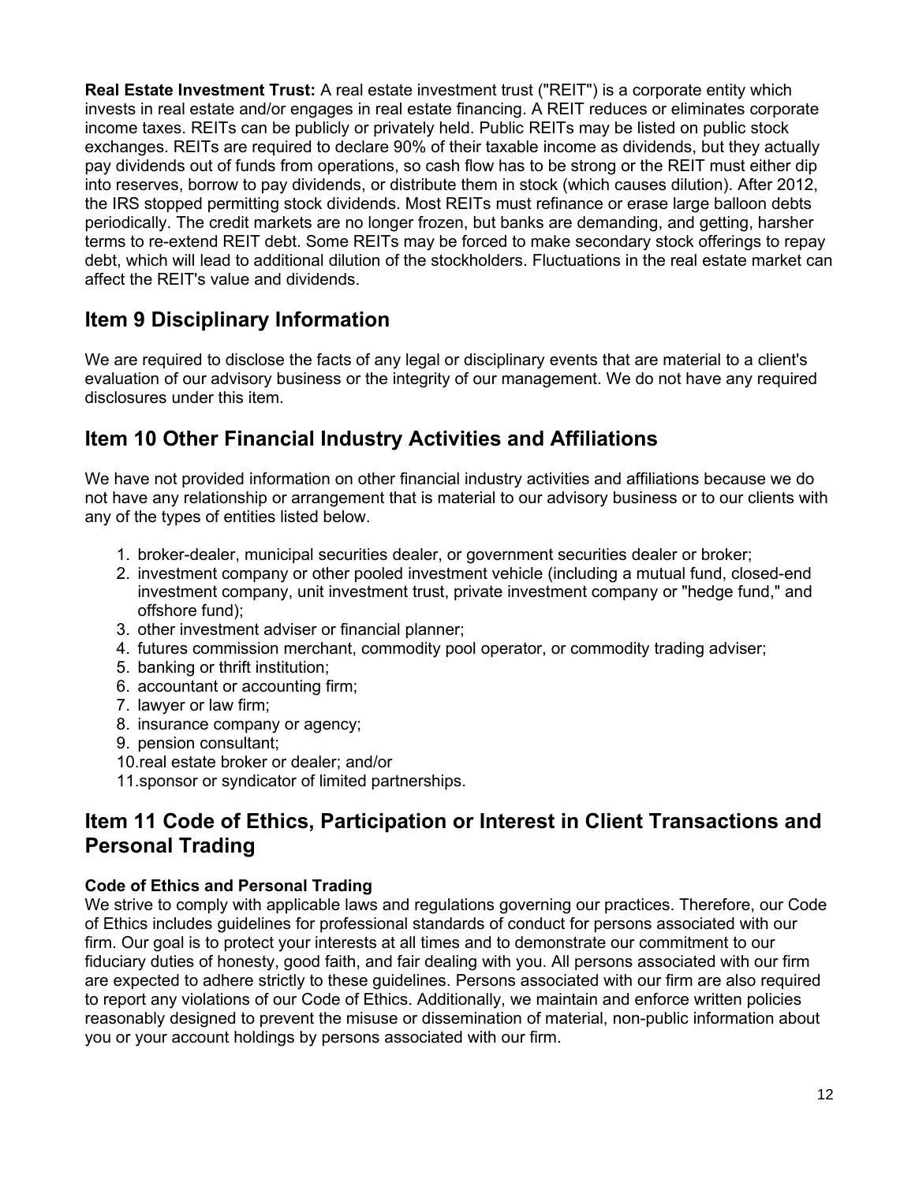**Real Estate Investment Trust:** A real estate investment trust ("REIT") is a corporate entity which invests in real estate and/or engages in real estate financing. A REIT reduces or eliminates corporate income taxes. REITs can be publicly or privately held. Public REITs may be listed on public stock exchanges. REITs are required to declare 90% of their taxable income as dividends, but they actually pay dividends out of funds from operations, so cash flow has to be strong or the REIT must either dip into reserves, borrow to pay dividends, or distribute them in stock (which causes dilution). After 2012, the IRS stopped permitting stock dividends. Most REITs must refinance or erase large balloon debts periodically. The credit markets are no longer frozen, but banks are demanding, and getting, harsher terms to re-extend REIT debt. Some REITs may be forced to make secondary stock offerings to repay debt, which will lead to additional dilution of the stockholders. Fluctuations in the real estate market can affect the REIT's value and dividends.

## Item 9 Disciplinary Information

We are required to disclose the facts of any legal or disciplinary events that are material to a client's evaluation of our advisory business or the integrity of our management. We do not have any required disclosures under this item.

## Item 10 Other Financial Industry Activities and Affiliations

We have not provided information on other financial industry activities and affiliations because we do not have any relationship or arrangement that is material to our advisory business or to our clients with any of the types of entities listed below.

1. broker-dealer, municipal securities dealer, or government securities dealer or broker;
2. investment company or other pooled investment vehicle (including a mutual fund, closed-end investment company, unit investment trust, private investment company or "hedge fund," and offshore fund);
3. other investment adviser or financial planner;
4. futures commission merchant, commodity pool operator, or commodity trading adviser;
5. banking or thrift institution;
6. accountant or accounting firm;
7. lawyer or law firm;
8. insurance company or agency;
9. pension consultant;
10. real estate broker or dealer; and/or
11. sponsor or syndicator of limited partnerships.

## Item 11 Code of Ethics, Participation or Interest in Client Transactions and Personal Trading

**Code of Ethics and Personal Trading**
We strive to comply with applicable laws and regulations governing our practices. Therefore, our Code of Ethics includes guidelines for professional standards of conduct for persons associated with our firm. Our goal is to protect your interests at all times and to demonstrate our commitment to our fiduciary duties of honesty, good faith, and fair dealing with you. All persons associated with our firm are expected to adhere strictly to these guidelines. Persons associated with our firm are also required to report any violations of our Code of Ethics. Additionally, we maintain and enforce written policies reasonably designed to prevent the misuse or dissemination of material, non-public information about you or your account holdings by persons associated with our firm.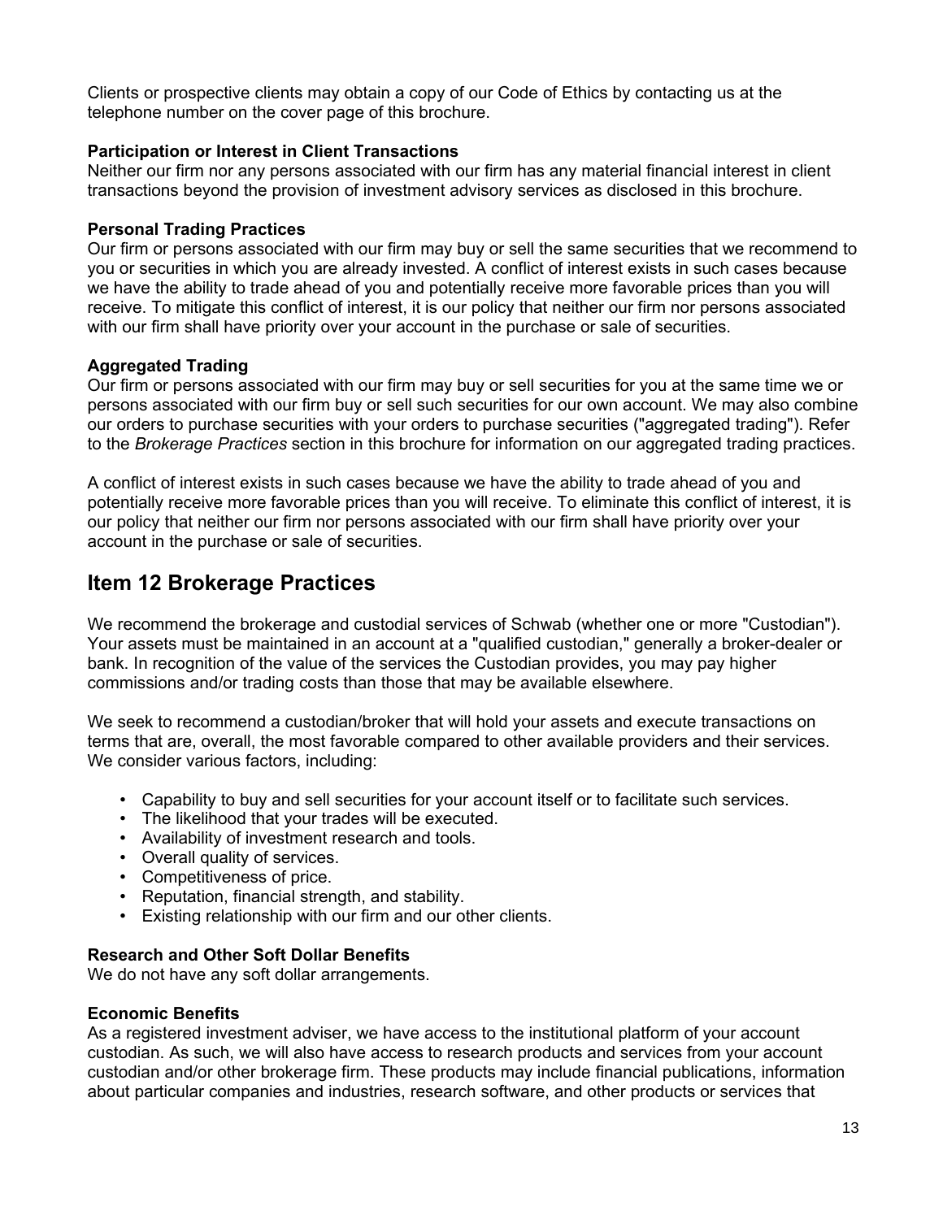Clients or prospective clients may obtain a copy of our Code of Ethics by contacting us at the telephone number on the cover page of this brochure.

**Participation or Interest in Client Transactions**

Neither our firm nor any persons associated with our firm has any material financial interest in client transactions beyond the provision of investment advisory services as disclosed in this brochure.

**Personal Trading Practices**

Our firm or persons associated with our firm may buy or sell the same securities that we recommend to you or securities in which you are already invested. A conflict of interest exists in such cases because we have the ability to trade ahead of you and potentially receive more favorable prices than you will receive. To mitigate this conflict of interest, it is our policy that neither our firm nor persons associated with our firm shall have priority over your account in the purchase or sale of securities.

**Aggregated Trading**

Our firm or persons associated with our firm may buy or sell securities for you at the same time we or persons associated with our firm buy or sell such securities for our own account. We may also combine our orders to purchase securities with your orders to purchase securities ("aggregated trading"). Refer to the *Brokerage Practices* section in this brochure for information on our aggregated trading practices.

A conflict of interest exists in such cases because we have the ability to trade ahead of you and potentially receive more favorable prices than you will receive. To eliminate this conflict of interest, it is our policy that neither our firm nor persons associated with our firm shall have priority over your account in the purchase or sale of securities.

## Item 12 Brokerage Practices

We recommend the brokerage and custodial services of Schwab (whether one or more "Custodian"). Your assets must be maintained in an account at a "qualified custodian," generally a broker-dealer or bank. In recognition of the value of the services the Custodian provides, you may pay higher commissions and/or trading costs than those that may be available elsewhere.

We seek to recommend a custodian/broker that will hold your assets and execute transactions on terms that are, overall, the most favorable compared to other available providers and their services. We consider various factors, including:

- Capability to buy and sell securities for your account itself or to facilitate such services.
- The likelihood that your trades will be executed.
- Availability of investment research and tools.
- Overall quality of services.
- Competitiveness of price.
- Reputation, financial strength, and stability.
- Existing relationship with our firm and our other clients.

**Research and Other Soft Dollar Benefits**

We do not have any soft dollar arrangements.

**Economic Benefits**

As a registered investment adviser, we have access to the institutional platform of your account custodian. As such, we will also have access to research products and services from your account custodian and/or other brokerage firm. These products may include financial publications, information about particular companies and industries, research software, and other products or services that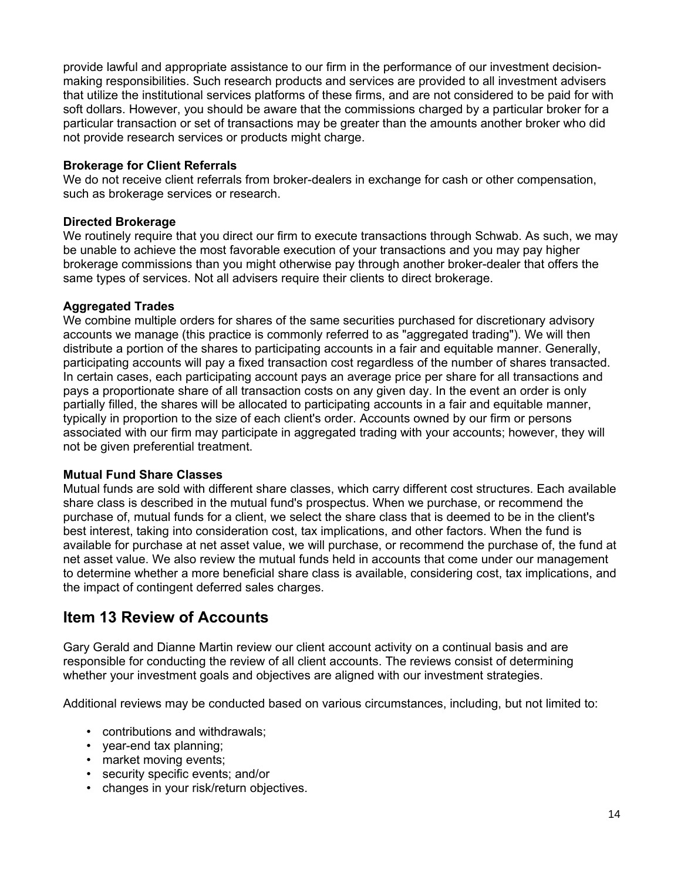provide lawful and appropriate assistance to our firm in the performance of our investment decision-making responsibilities. Such research products and services are provided to all investment advisers that utilize the institutional services platforms of these firms, and are not considered to be paid for with soft dollars. However, you should be aware that the commissions charged by a particular broker for a particular transaction or set of transactions may be greater than the amounts another broker who did not provide research services or products might charge.

**Brokerage for Client Referrals**
We do not receive client referrals from broker-dealers in exchange for cash or other compensation, such as brokerage services or research.

**Directed Brokerage**
We routinely require that you direct our firm to execute transactions through Schwab. As such, we may be unable to achieve the most favorable execution of your transactions and you may pay higher brokerage commissions than you might otherwise pay through another broker-dealer that offers the same types of services. Not all advisers require their clients to direct brokerage.

**Aggregated Trades**
We combine multiple orders for shares of the same securities purchased for discretionary advisory accounts we manage (this practice is commonly referred to as "aggregated trading"). We will then distribute a portion of the shares to participating accounts in a fair and equitable manner. Generally, participating accounts will pay a fixed transaction cost regardless of the number of shares transacted. In certain cases, each participating account pays an average price per share for all transactions and pays a proportionate share of all transaction costs on any given day. In the event an order is only partially filled, the shares will be allocated to participating accounts in a fair and equitable manner, typically in proportion to the size of each client's order. Accounts owned by our firm or persons associated with our firm may participate in aggregated trading with your accounts; however, they will not be given preferential treatment.

**Mutual Fund Share Classes**
Mutual funds are sold with different share classes, which carry different cost structures. Each available share class is described in the mutual fund's prospectus. When we purchase, or recommend the purchase of, mutual funds for a client, we select the share class that is deemed to be in the client's best interest, taking into consideration cost, tax implications, and other factors. When the fund is available for purchase at net asset value, we will purchase, or recommend the purchase of, the fund at net asset value. We also review the mutual funds held in accounts that come under our management to determine whether a more beneficial share class is available, considering cost, tax implications, and the impact of contingent deferred sales charges.

## Item 13 Review of Accounts

Gary Gerald and Dianne Martin review our client account activity on a continual basis and are responsible for conducting the review of all client accounts. The reviews consist of determining whether your investment goals and objectives are aligned with our investment strategies.

Additional reviews may be conducted based on various circumstances, including, but not limited to:

- contributions and withdrawals;
- year-end tax planning;
- market moving events;
- security specific events; and/or
- changes in your risk/return objectives.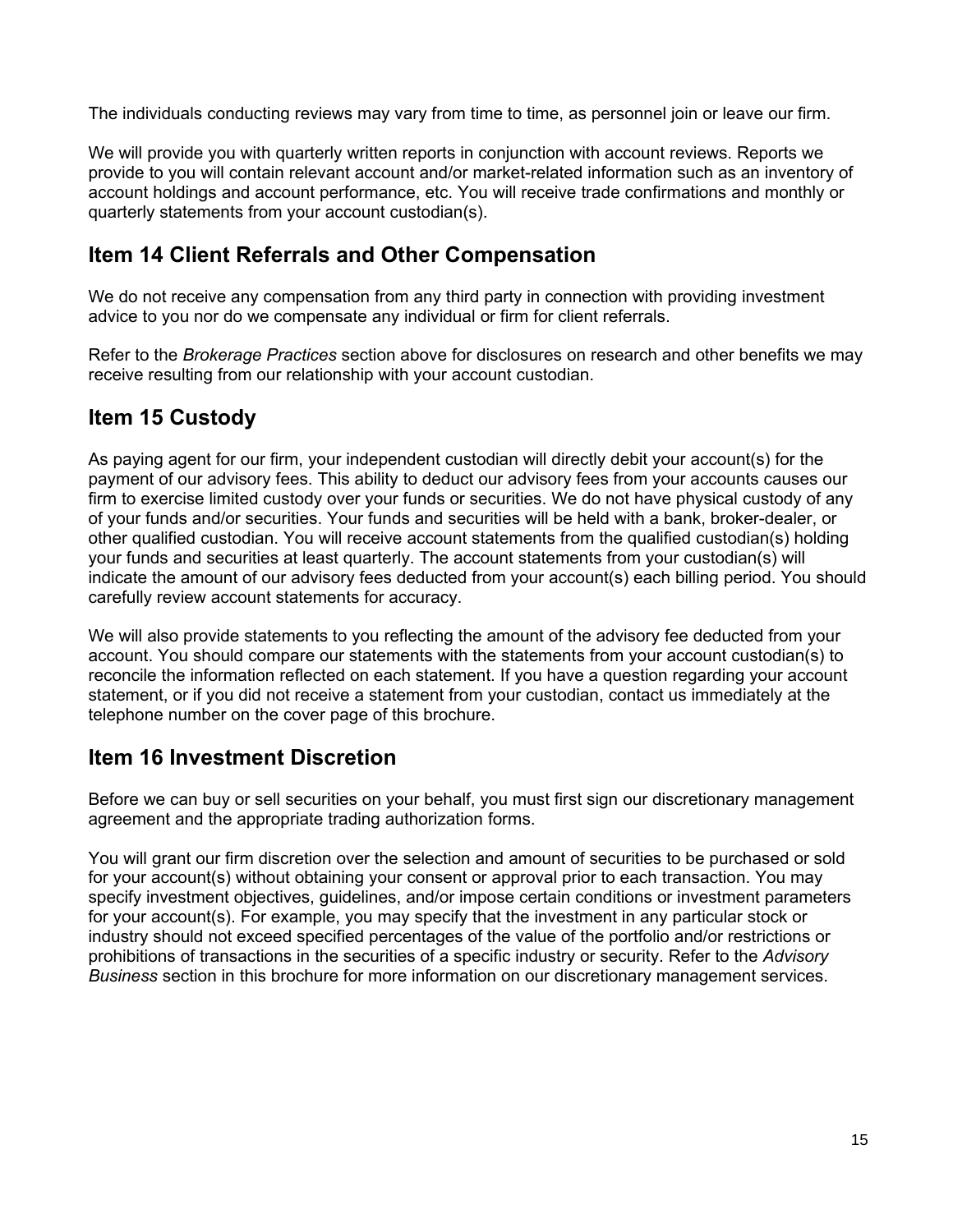The individuals conducting reviews may vary from time to time, as personnel join or leave our firm.

We will provide you with quarterly written reports in conjunction with account reviews. Reports we provide to you will contain relevant account and/or market-related information such as an inventory of account holdings and account performance, etc. You will receive trade confirmations and monthly or quarterly statements from your account custodian(s).

## Item 14 Client Referrals and Other Compensation

We do not receive any compensation from any third party in connection with providing investment advice to you nor do we compensate any individual or firm for client referrals.

Refer to the *Brokerage Practices* section above for disclosures on research and other benefits we may receive resulting from our relationship with your account custodian.

## Item 15 Custody

As paying agent for our firm, your independent custodian will directly debit your account(s) for the payment of our advisory fees. This ability to deduct our advisory fees from your accounts causes our firm to exercise limited custody over your funds or securities. We do not have physical custody of any of your funds and/or securities. Your funds and securities will be held with a bank, broker-dealer, or other qualified custodian. You will receive account statements from the qualified custodian(s) holding your funds and securities at least quarterly. The account statements from your custodian(s) will indicate the amount of our advisory fees deducted from your account(s) each billing period. You should carefully review account statements for accuracy.

We will also provide statements to you reflecting the amount of the advisory fee deducted from your account. You should compare our statements with the statements from your account custodian(s) to reconcile the information reflected on each statement. If you have a question regarding your account statement, or if you did not receive a statement from your custodian, contact us immediately at the telephone number on the cover page of this brochure.

## Item 16 Investment Discretion

Before we can buy or sell securities on your behalf, you must first sign our discretionary management agreement and the appropriate trading authorization forms.

You will grant our firm discretion over the selection and amount of securities to be purchased or sold for your account(s) without obtaining your consent or approval prior to each transaction. You may specify investment objectives, guidelines, and/or impose certain conditions or investment parameters for your account(s). For example, you may specify that the investment in any particular stock or industry should not exceed specified percentages of the value of the portfolio and/or restrictions or prohibitions of transactions in the securities of a specific industry or security. Refer to the *Advisory Business* section in this brochure for more information on our discretionary management services.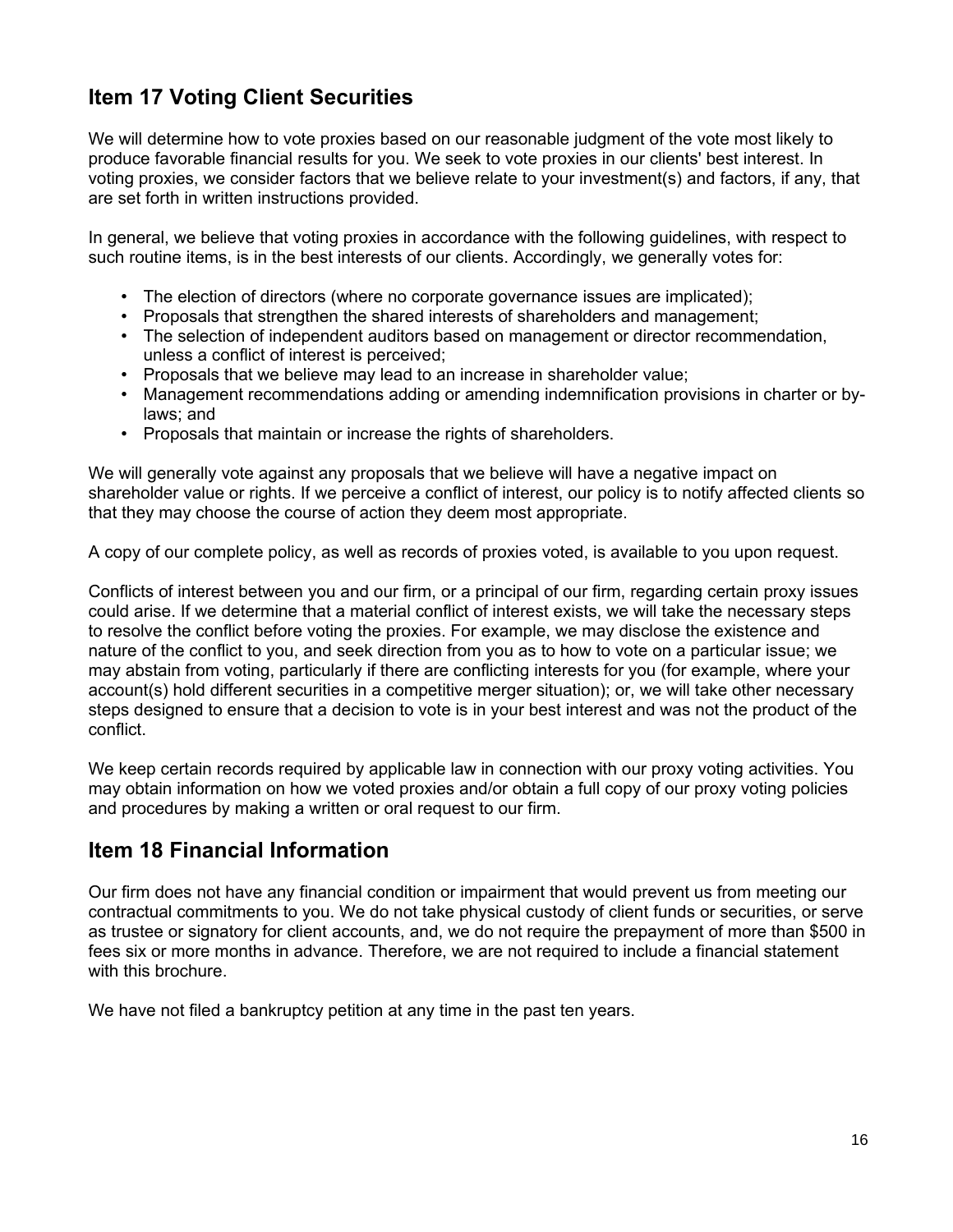## Item 17 Voting Client Securities

We will determine how to vote proxies based on our reasonable judgment of the vote most likely to produce favorable financial results for you. We seek to vote proxies in our clients' best interest. In voting proxies, we consider factors that we believe relate to your investment(s) and factors, if any, that are set forth in written instructions provided.

In general, we believe that voting proxies in accordance with the following guidelines, with respect to such routine items, is in the best interests of our clients. Accordingly, we generally votes for:

- The election of directors (where no corporate governance issues are implicated);
- Proposals that strengthen the shared interests of shareholders and management;
- The selection of independent auditors based on management or director recommendation, unless a conflict of interest is perceived;
- Proposals that we believe may lead to an increase in shareholder value;
- Management recommendations adding or amending indemnification provisions in charter or by-laws; and
- Proposals that maintain or increase the rights of shareholders.

We will generally vote against any proposals that we believe will have a negative impact on shareholder value or rights. If we perceive a conflict of interest, our policy is to notify affected clients so that they may choose the course of action they deem most appropriate.

A copy of our complete policy, as well as records of proxies voted, is available to you upon request.

Conflicts of interest between you and our firm, or a principal of our firm, regarding certain proxy issues could arise. If we determine that a material conflict of interest exists, we will take the necessary steps to resolve the conflict before voting the proxies. For example, we may disclose the existence and nature of the conflict to you, and seek direction from you as to how to vote on a particular issue; we may abstain from voting, particularly if there are conflicting interests for you (for example, where your account(s) hold different securities in a competitive merger situation); or, we will take other necessary steps designed to ensure that a decision to vote is in your best interest and was not the product of the conflict.

We keep certain records required by applicable law in connection with our proxy voting activities. You may obtain information on how we voted proxies and/or obtain a full copy of our proxy voting policies and procedures by making a written or oral request to our firm.

## Item 18 Financial Information

Our firm does not have any financial condition or impairment that would prevent us from meeting our contractual commitments to you. We do not take physical custody of client funds or securities, or serve as trustee or signatory for client accounts, and, we do not require the prepayment of more than $500 in fees six or more months in advance. Therefore, we are not required to include a financial statement with this brochure.

We have not filed a bankruptcy petition at any time in the past ten years.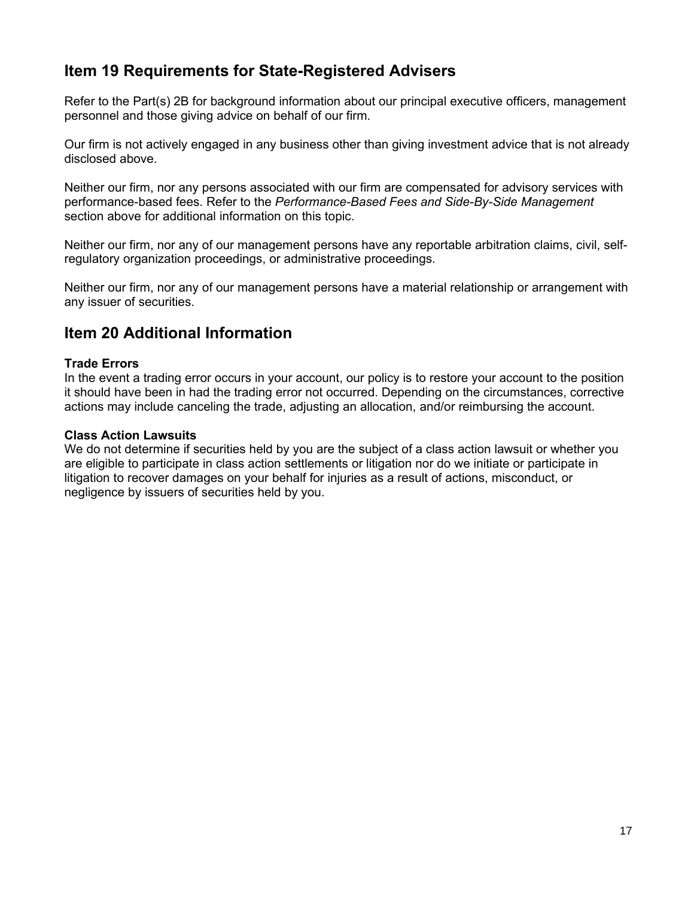## Item 19 Requirements for State-Registered Advisers

Refer to the Part(s) 2B for background information about our principal executive officers, management personnel and those giving advice on behalf of our firm.

Our firm is not actively engaged in any business other than giving investment advice that is not already disclosed above.

Neither our firm, nor any persons associated with our firm are compensated for advisory services with performance-based fees. Refer to the *Performance-Based Fees and Side-By-Side Management* section above for additional information on this topic.

Neither our firm, nor any of our management persons have any reportable arbitration claims, civil, self-regulatory organization proceedings, or administrative proceedings.

Neither our firm, nor any of our management persons have a material relationship or arrangement with any issuer of securities.

## Item 20 Additional Information

**Trade Errors**
In the event a trading error occurs in your account, our policy is to restore your account to the position it should have been in had the trading error not occurred. Depending on the circumstances, corrective actions may include canceling the trade, adjusting an allocation, and/or reimbursing the account.

**Class Action Lawsuits**
We do not determine if securities held by you are the subject of a class action lawsuit or whether you are eligible to participate in class action settlements or litigation nor do we initiate or participate in litigation to recover damages on your behalf for injuries as a result of actions, misconduct, or negligence by issuers of securities held by you.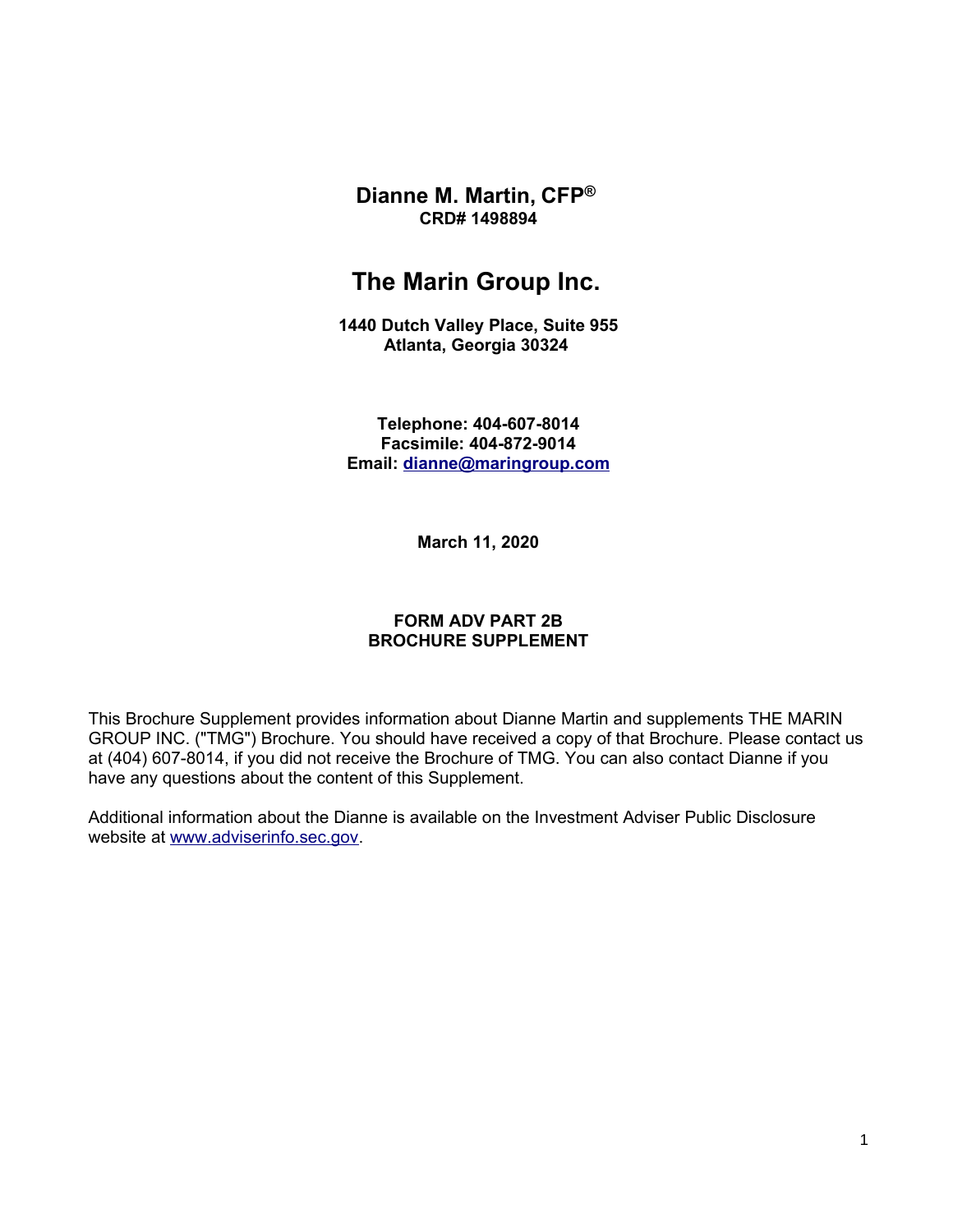**Dianne M. Martin, CFP®**
**CRD# 1498894**

# The Marin Group Inc.

**1440 Dutch Valley Place, Suite 955**
**Atlanta, Georgia 30324**

**Telephone: 404-607-8014**
**Facsimile: 404-872-9014**
**Email: dianne@maringroup.com**

**March 11, 2020**

**FORM ADV PART 2B**
**BROCHURE SUPPLEMENT**

This Brochure Supplement provides information about Dianne Martin and supplements THE MARIN GROUP INC. ("TMG") Brochure. You should have received a copy of that Brochure. Please contact us at (404) 607-8014, if you did not receive the Brochure of TMG. You can also contact Dianne if you have any questions about the content of this Supplement.

Additional information about the Dianne is available on the Investment Adviser Public Disclosure website at www.adviserinfo.sec.gov.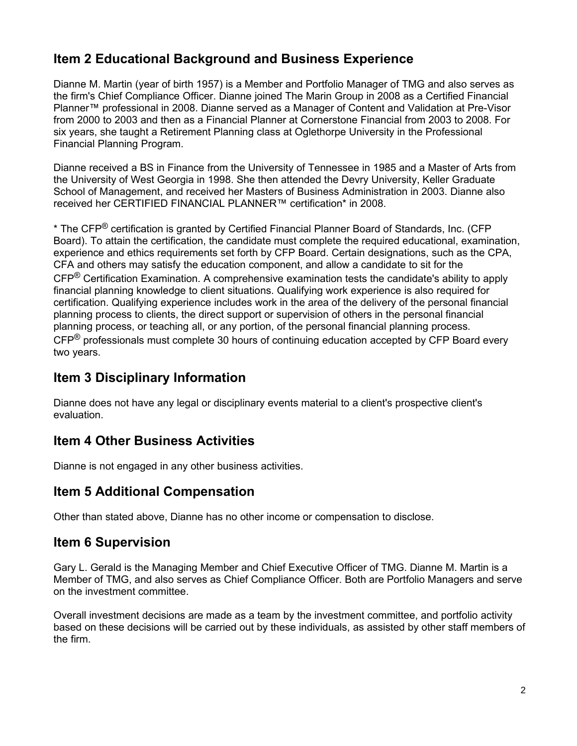## Item 2 Educational Background and Business Experience

Dianne M. Martin (year of birth 1957) is a Member and Portfolio Manager of TMG and also serves as the firm's Chief Compliance Officer. Dianne joined The Marin Group in 2008 as a Certified Financial Planner™ professional in 2008. Dianne served as a Manager of Content and Validation at Pre-Visor from 2000 to 2003 and then as a Financial Planner at Cornerstone Financial from 2003 to 2008. For six years, she taught a Retirement Planning class at Oglethorpe University in the Professional Financial Planning Program.

Dianne received a BS in Finance from the University of Tennessee in 1985 and a Master of Arts from the University of West Georgia in 1998. She then attended the Devry University, Keller Graduate School of Management, and received her Masters of Business Administration in 2003. Dianne also received her CERTIFIED FINANCIAL PLANNER™ certification* in 2008.

* The CFP® certification is granted by Certified Financial Planner Board of Standards, Inc. (CFP Board). To attain the certification, the candidate must complete the required educational, examination, experience and ethics requirements set forth by CFP Board. Certain designations, such as the CPA, CFA and others may satisfy the education component, and allow a candidate to sit for the CFP® Certification Examination. A comprehensive examination tests the candidate's ability to apply financial planning knowledge to client situations. Qualifying work experience is also required for certification. Qualifying experience includes work in the area of the delivery of the personal financial planning process to clients, the direct support or supervision of others in the personal financial planning process, or teaching all, or any portion, of the personal financial planning process. CFP® professionals must complete 30 hours of continuing education accepted by CFP Board every two years.

## Item 3 Disciplinary Information

Dianne does not have any legal or disciplinary events material to a client's prospective client's evaluation.

## Item 4 Other Business Activities

Dianne is not engaged in any other business activities.

## Item 5 Additional Compensation

Other than stated above, Dianne has no other income or compensation to disclose.

## Item 6 Supervision

Gary L. Gerald is the Managing Member and Chief Executive Officer of TMG. Dianne M. Martin is a Member of TMG, and also serves as Chief Compliance Officer. Both are Portfolio Managers and serve on the investment committee.

Overall investment decisions are made as a team by the investment committee, and portfolio activity based on these decisions will be carried out by these individuals, as assisted by other staff members of the firm.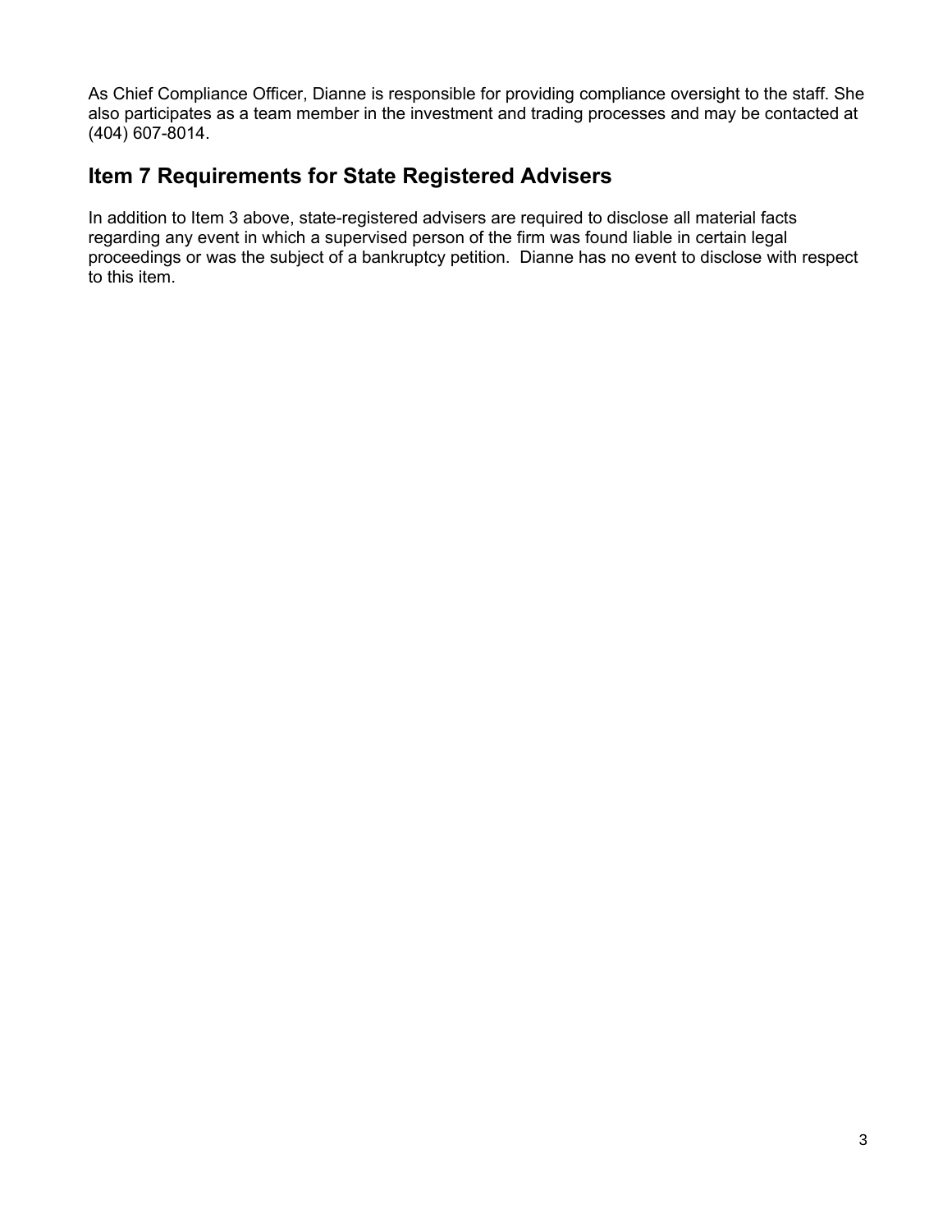As Chief Compliance Officer, Dianne is responsible for providing compliance oversight to the staff. She also participates as a team member in the investment and trading processes and may be contacted at (404) 607-8014.

## Item 7 Requirements for State Registered Advisers

In addition to Item 3 above, state-registered advisers are required to disclose all material facts regarding any event in which a supervised person of the firm was found liable in certain legal proceedings or was the subject of a bankruptcy petition. Dianne has no event to disclose with respect to this item.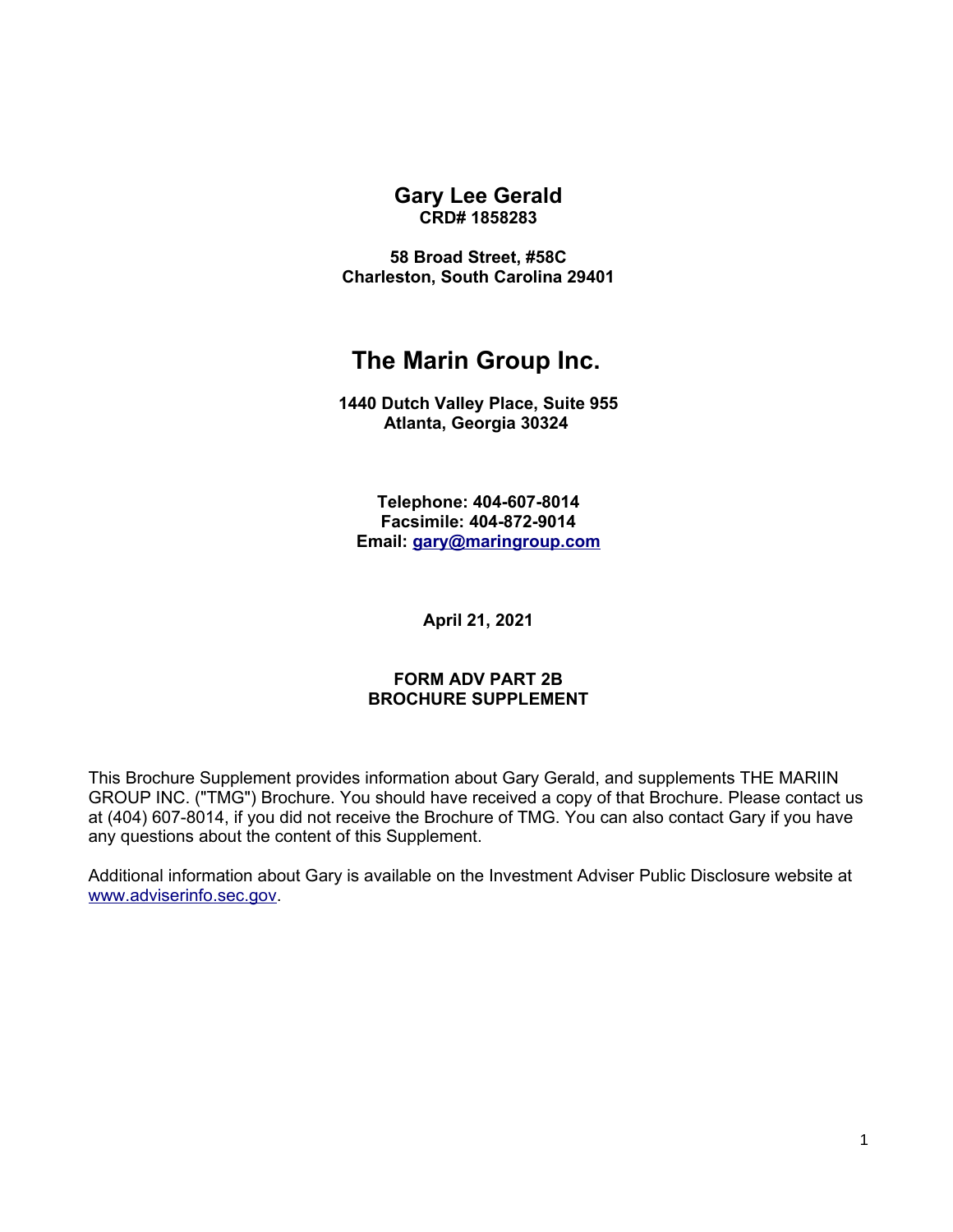# Gary Lee Gerald

**CRD# 1858283**

**58 Broad Street, #58C**
**Charleston, South Carolina 29401**

# The Marin Group Inc.

**1440 Dutch Valley Place, Suite 955**
**Atlanta, Georgia 30324**

**Telephone: 404-607-8014**
**Facsimile: 404-872-9014**
**Email: gary@maringroup.com**

**April 21, 2021**

**FORM ADV PART 2B**
**BROCHURE SUPPLEMENT**

This Brochure Supplement provides information about Gary Gerald, and supplements THE MARIIN GROUP INC. ("TMG") Brochure. You should have received a copy of that Brochure. Please contact us at (404) 607-8014, if you did not receive the Brochure of TMG. You can also contact Gary if you have any questions about the content of this Supplement.

Additional information about Gary is available on the Investment Adviser Public Disclosure website at www.adviserinfo.sec.gov.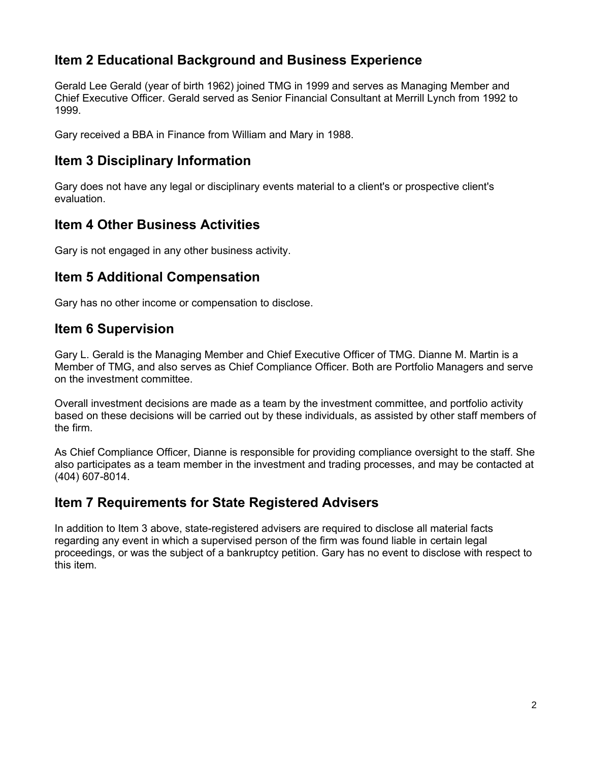## Item 2 Educational Background and Business Experience

Gerald Lee Gerald (year of birth 1962) joined TMG in 1999 and serves as Managing Member and Chief Executive Officer. Gerald served as Senior Financial Consultant at Merrill Lynch from 1992 to 1999.

Gary received a BBA in Finance from William and Mary in 1988.

## Item 3 Disciplinary Information

Gary does not have any legal or disciplinary events material to a client's or prospective client's evaluation.

## Item 4 Other Business Activities

Gary is not engaged in any other business activity.

## Item 5 Additional Compensation

Gary has no other income or compensation to disclose.

## Item 6 Supervision

Gary L. Gerald is the Managing Member and Chief Executive Officer of TMG. Dianne M. Martin is a Member of TMG, and also serves as Chief Compliance Officer. Both are Portfolio Managers and serve on the investment committee.

Overall investment decisions are made as a team by the investment committee, and portfolio activity based on these decisions will be carried out by these individuals, as assisted by other staff members of the firm.

As Chief Compliance Officer, Dianne is responsible for providing compliance oversight to the staff. She also participates as a team member in the investment and trading processes, and may be contacted at (404) 607-8014.

## Item 7 Requirements for State Registered Advisers

In addition to Item 3 above, state-registered advisers are required to disclose all material facts regarding any event in which a supervised person of the firm was found liable in certain legal proceedings, or was the subject of a bankruptcy petition. Gary has no event to disclose with respect to this item.